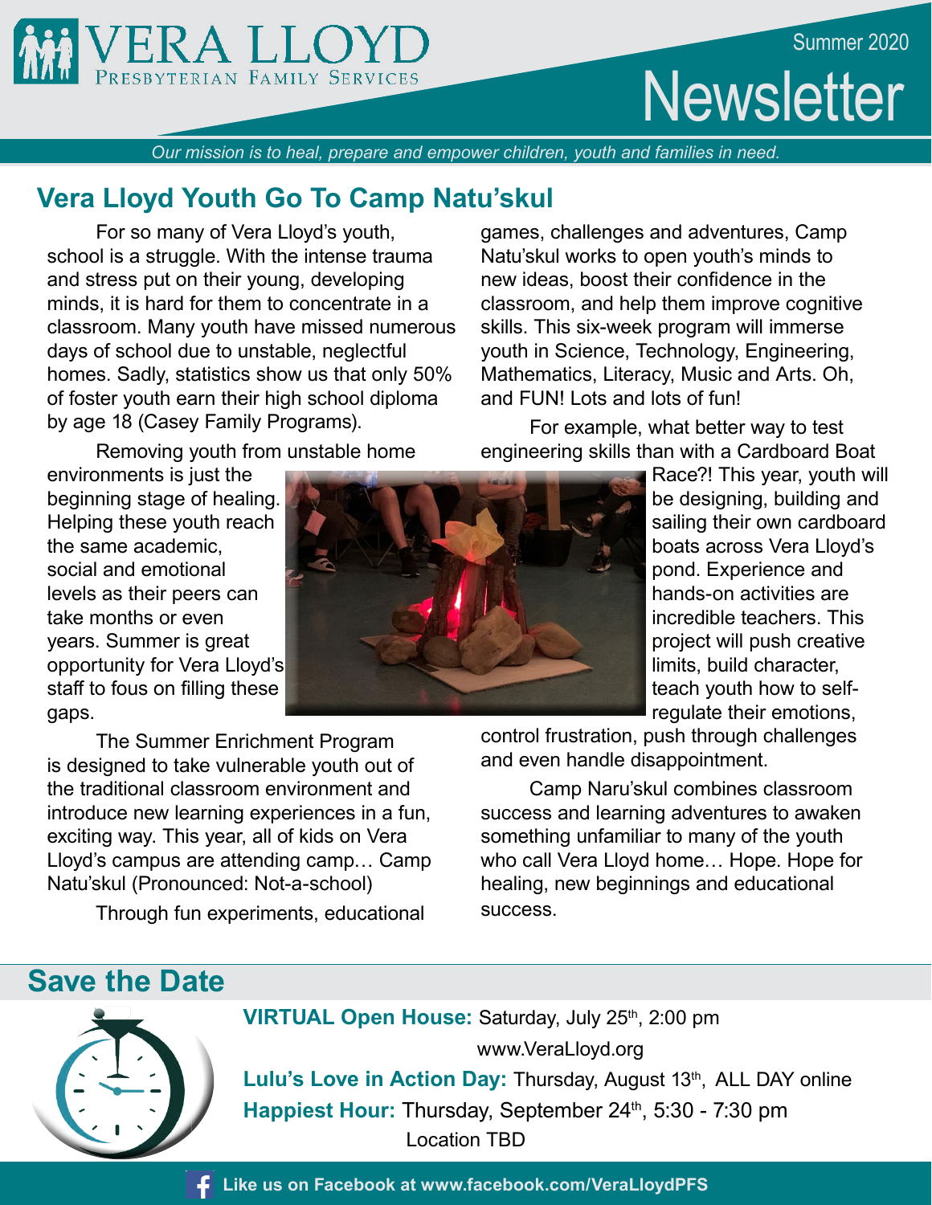# VERA LLOYD

Presbyterian Family Services

Summer 2020

# Newsletter

*Our mission is to heal, prepare and empower children, youth and families in need.*

## Vera Lloyd Youth Go To Camp Natu'skul

For so many of Vera Lloyd's youth, school is a struggle. With the intense trauma and stress put on their young, developing minds, it is hard for them to concentrate in a classroom. Many youth have missed numerous days of school due to unstable, neglectful homes. Sadly, statistics show us that only 50% of foster youth earn their high school diploma by age 18 (Casey Family Programs).

Removing youth from unstable home environments is just the beginning stage of healing. Helping these youth reach the same academic, social and emotional levels as their peers can take months or even years. Summer is great opportunity for Vera Lloyd's staff to fous on filling these gaps.

The Summer Enrichment Program is designed to take vulnerable youth out of the traditional classroom environment and introduce new learning experiences in a fun, exciting way. This year, all of kids on Vera Lloyd's campus are attending camp… Camp Natu'skul (Pronounced: Not-a-school)

Through fun experiments, educational games, challenges and adventures, Camp Natu'skul works to open youth's minds to new ideas, boost their confidence in the classroom, and help them improve cognitive skills. This six-week program will immerse youth in Science, Technology, Engineering, Mathematics, Literacy, Music and Arts. Oh, and FUN! Lots and lots of fun!

For example, what better way to test engineering skills than with a Cardboard Boat Race?! This year, youth will be designing, building and sailing their own cardboard boats across Vera Lloyd's pond. Experience and hands-on activities are incredible teachers. This project will push creative limits, build character, teach youth how to self-regulate their emotions, control frustration, push through challenges and even handle disappointment.

Camp Naru'skul combines classroom success and learning adventures to awaken something unfamiliar to many of the youth who call Vera Lloyd home… Hope. Hope for healing, new beginnings and educational success.

## Save the Date

**VIRTUAL Open House:** Saturday, July 25th, 2:00 pm
www.VeraLloyd.org

**Lulu's Love in Action Day:** Thursday, August 13th, ALL DAY online

**Happiest Hour:** Thursday, September 24th, 5:30 - 7:30 pm
Location TBD

**Like us on Facebook at www.facebook.com/VeraLloydPFS**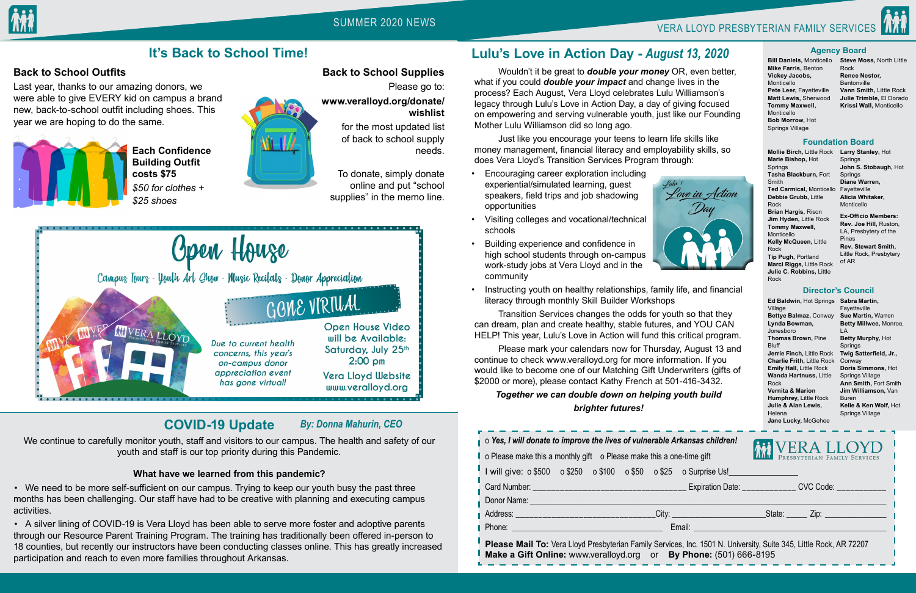## It's Back to School Time!

### Back to School Outfits

Last year, thanks to our amazing donors, we were able to give EVERY kid on campus a brand new, back-to-school outfit including shoes. This year we are hoping to do the same.

**Each Confidence Building Outfit costs $75**

*$50 for clothes + $25 shoes*

### Back to School Supplies

Please go to:

**www.veralloyd.org/donate/wishlist**

for the most updated list of back to school supply needs.

To donate, simply donate online and put "school supplies" in the memo line.

### Open House

Campus Tours - Youth Art Show - Music Recitals - Donor Appreciation

GONE VIRTUAL

Due to current health concerns, this year's on-campus donor appreciation event has gone virtual!

Open House Video will be Available: Saturday, July 25th 2:00 pm

Vera Lloyd Website www.veralloyd.org

## COVID-19 Update

*By: Donna Mahurin, CEO*

We continue to carefully monitor youth, staff and visitors to our campus. The health and safety of our youth and staff is our top priority during this Pandemic.

**What have we learned from this pandemic?**

- We need to be more self-sufficient on our campus. Trying to keep our youth busy the past three months has been challenging. Our staff have had to be creative with planning and executing campus activities.
- A silver lining of COVID-19 is Vera Lloyd has been able to serve more foster and adoptive parents through our Resource Parent Training Program. The training has traditionally been offered in-person to 18 counties, but recently our instructors have been conducting classes online. This has greatly increased participation and reach to even more families throughout Arkansas.

## Lulu's Love in Action Day - *August 13, 2020*

Wouldn't it be great to ***double your money*** OR, even better, what if you could ***double your impact*** and change lives in the process? Each August, Vera Lloyd celebrates Lulu Williamson's legacy through Lulu's Love in Action Day, a day of giving focused on empowering and serving vulnerable youth, just like our Founding Mother Lulu Williamson did so long ago.

Just like you encourage your teens to learn life skills like money management, financial literacy and employability skills, so does Vera Lloyd's Transition Services Program through:

- Encouraging career exploration including experiential/simulated learning, guest speakers, field trips and job shadowing opportunities
- Visiting colleges and vocational/technical schools
- Building experience and confidence in high school students through on-campus work-study jobs at Vera Lloyd and in the community
- Instructing youth on healthy relationships, family life, and financial literacy through monthly Skill Builder Workshops

Transition Services changes the odds for youth so that they can dream, plan and create healthy, stable futures, and YOU CAN HELP! This year, Lulu's Love in Action will fund this critical program.

Please mark your calendars now for Thursday, August 13 and continue to check www.veralloyd.org for more information. If you would like to become one of our Matching Gift Underwriters (gifts of $2000 or more), please contact Kathy French at 501-416-3432.

***Together we can double down on helping youth build brighter futures!***

Lulu's Love in Action Day

### Agency Board

**Bill Daniels**, Monticello
**Mike Farris**, Benton
**Vickey Jacobs**, Monticello
**Pete Leer**, Fayetteville
**Matt Lewis**, Sherwood
**Tommy Maxwell**, Monticello
**Bob Morrow**, Hot Springs Village
**Steve Moss**, North Little Rock
**Renee Nestor**, Bentonville
**Vann Smith**, Little Rock
**Julie Trimble**, El Dorado
**Krissi Wall**, Monticello

### Foundation Board

**Mollie Birch**, Little Rock
**Marie Bishop**, Hot Springs
**Tasha Blackburn**, Fort Smith
**Ted Carmical**, Monticello
**Debbie Grubb**, Little Rock
**Brian Hargis**, Rison
**Jim Hyden**, Little Rock
**Tommy Maxwell**, Monticello
**Kelly McQueen**, Little Rock
**Tip Pugh**, Portland
**Marci Riggs**, Little Rock
**Julie C. Robbins**, Little Rock
**Larry Stanley**, Hot Springs
**John S. Stobaugh**, Hot Springs
**Diane Warren**, Fayetteville
**Alicia Whitaker**, Monticello

**Ex-Officio Members:**
**Rev. Joe Hill**, Ruston, LA, Presbytery of the Pines
**Rev. Stewart Smith**, Little Rock, Presbytery of AR

### Director's Council

**Ed Baldwin**, Hot Springs Village
**Bettye Balmaz**, Conway
**Lynda Bowman**, Jonesboro
**Thomas Brown**, Pine Bluff
**Jerrie Finch**, Little Rock
**Charlie Frith**, Little Rock
**Emily Hall**, Little Rock
**Wanda Hartnuss**, Little Rock
**Vernita & Marion Humphrey**, Little Rock
**Julie & Alan Lewis**, Helena
**Jane Lucky**, McGehee
**Sabra Martin**, Fayetteville
**Sue Martin**, Warren
**Betty Millwee**, Monroe, LA
**Betty Murphy**, Hot Springs
**Twig Satterfield, Jr.**, Conway
**Doris Simmons**, Hot Springs Village
**Ann Smith**, Fort Smith
**Jim Williamson**, Van Buren
**Kelle & Ken Wolf**, Hot Springs Village

---

o ***Yes, I will donate to improve the lives of vulnerable Arkansas children!***

VERA LLOYD PRESBYTERIAN FAMILY SERVICES

o Please make this a monthly gift o Please make this a one-time gift

I will give: o $500 o $250 o $100 o $50 o $25 o Surprise Us!_______________

Card Number: _______________________________ Expiration Date: ___________ CVC Code: ___________

Donor Name: _______________________________________________

Address: ______________________________City: ______________________State: _____ Zip: ___________

Phone: _____________________________ Email: _____________________________

**Please Mail To:** Vera Lloyd Presbyterian Family Services, Inc. 1501 N. University, Suite 345, Little Rock, AR 72207
**Make a Gift Online:** www.veralloyd.org or **By Phone:** (501) 666-8195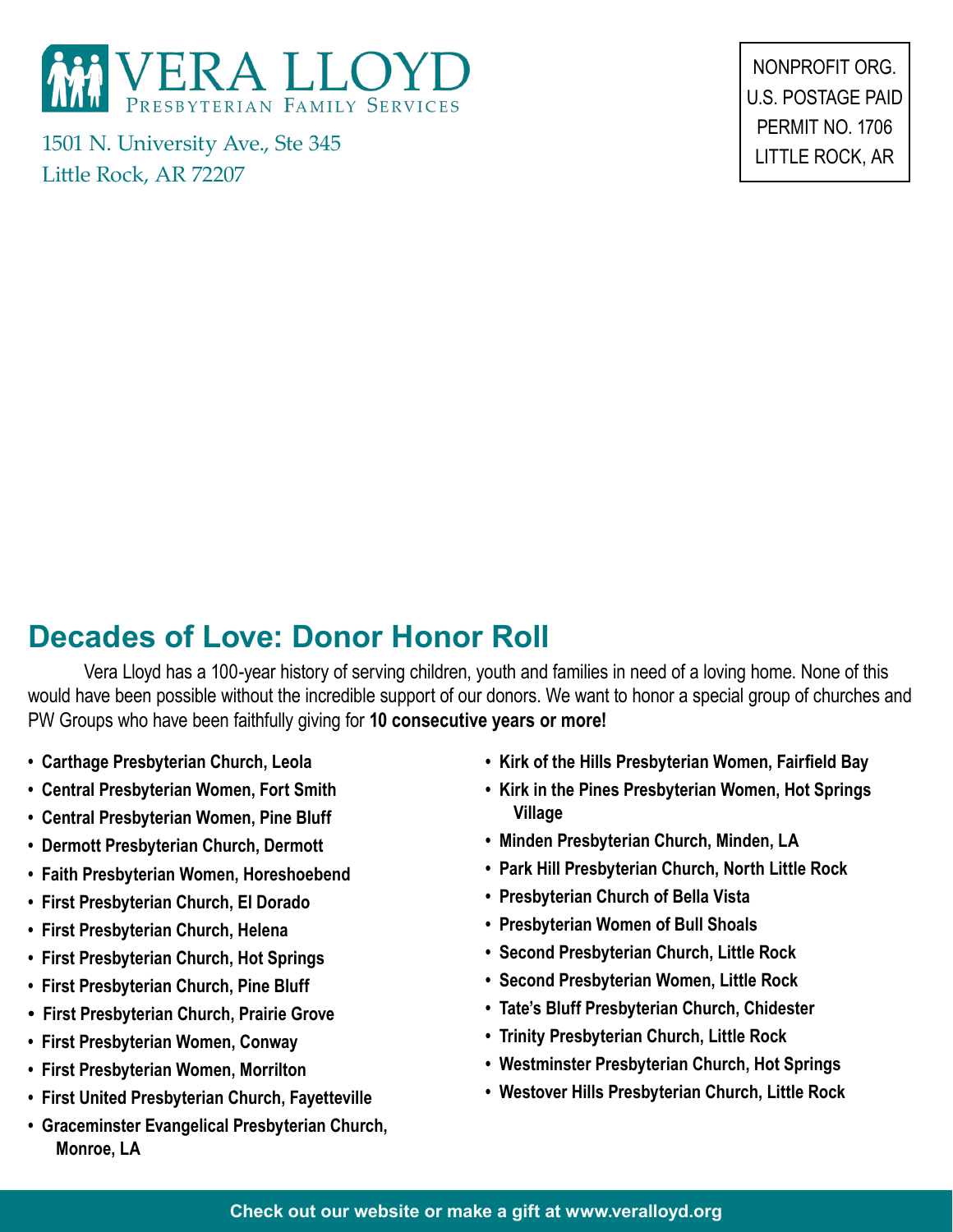VERA LLOYD
PRESBYTERIAN FAMILY SERVICES

1501 N. University Ave., Ste 345
Little Rock, AR 72207

NONPROFIT ORG.
U.S. POSTAGE PAID
PERMIT NO. 1706
LITTLE ROCK, AR

## Decades of Love: Donor Honor Roll

Vera Lloyd has a 100-year history of serving children, youth and families in need of a loving home. None of this would have been possible without the incredible support of our donors. We want to honor a special group of churches and PW Groups who have been faithfully giving for **10 consecutive years or more!**

- **Carthage Presbyterian Church, Leola**
- **Central Presbyterian Women, Fort Smith**
- **Central Presbyterian Women, Pine Bluff**
- **Dermott Presbyterian Church, Dermott**
- **Faith Presbyterian Women, Horeshoebend**
- **First Presbyterian Church, El Dorado**
- **First Presbyterian Church, Helena**
- **First Presbyterian Church, Hot Springs**
- **First Presbyterian Church, Pine Bluff**
- **First Presbyterian Church, Prairie Grove**
- **First Presbyterian Women, Conway**
- **First Presbyterian Women, Morrilton**
- **First United Presbyterian Church, Fayetteville**
- **Graceminster Evangelical Presbyterian Church, Monroe, LA**
- **Kirk of the Hills Presbyterian Women, Fairfield Bay**
- **Kirk in the Pines Presbyterian Women, Hot Springs Village**
- **Minden Presbyterian Church, Minden, LA**
- **Park Hill Presbyterian Church, North Little Rock**
- **Presbyterian Church of Bella Vista**
- **Presbyterian Women of Bull Shoals**
- **Second Presbyterian Church, Little Rock**
- **Second Presbyterian Women, Little Rock**
- **Tate's Bluff Presbyterian Church, Chidester**
- **Trinity Presbyterian Church, Little Rock**
- **Westminster Presbyterian Church, Hot Springs**
- **Westover Hills Presbyterian Church, Little Rock**

**Check out our website or make a gift at www.veralloyd.org**